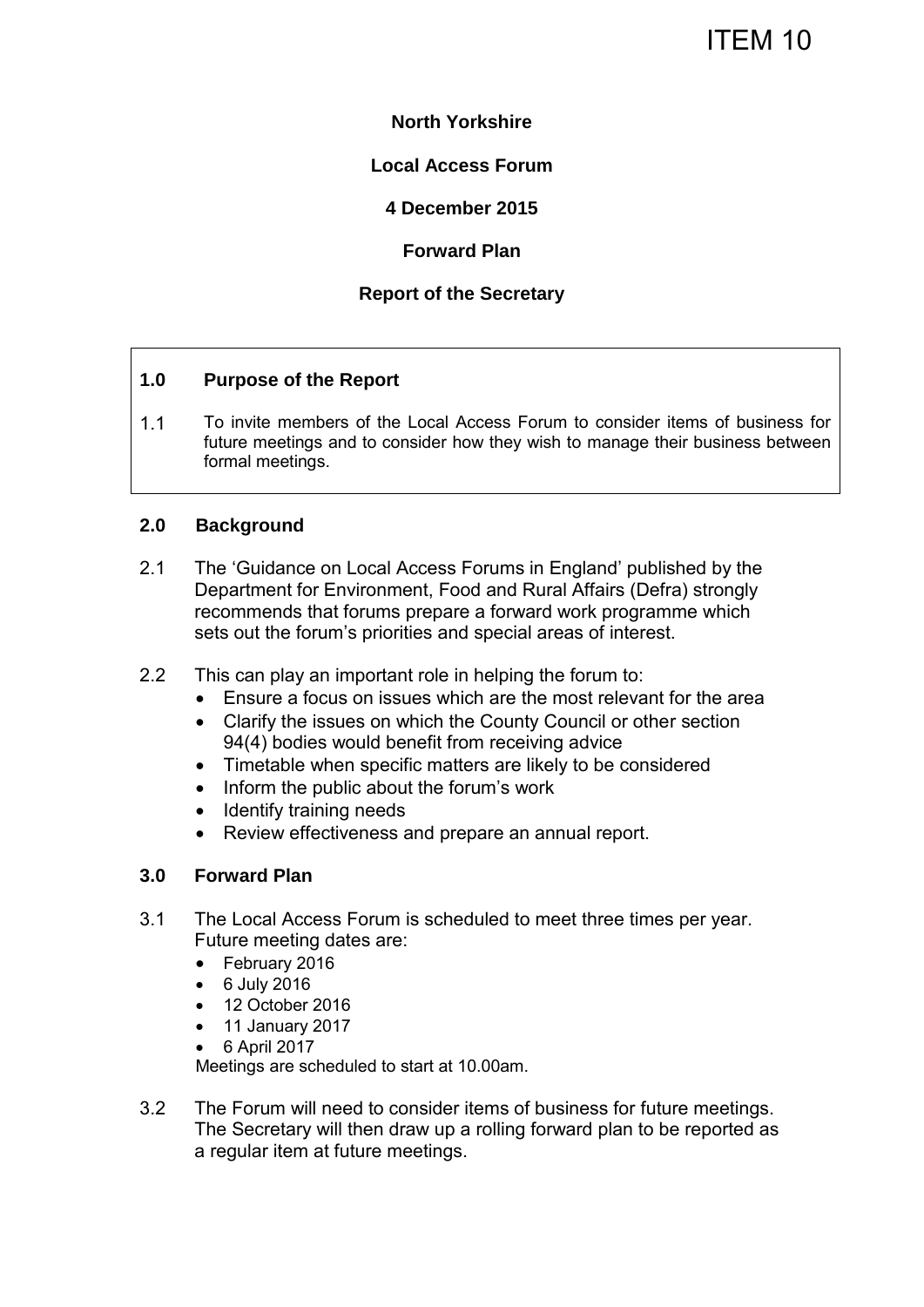ITEM 10

**North Yorkshire**

**Local Access Forum**

**4 December 2015**

**Forward Plan**

**Report of the Secretary**

## 1.0 Purpose of the Report

1.1 To invite members of the Local Access Forum to consider items of business for future meetings and to consider how they wish to manage their business between formal meetings.

## 2.0 Background

2.1 The 'Guidance on Local Access Forums in England' published by the Department for Environment, Food and Rural Affairs (Defra) strongly recommends that forums prepare a forward work programme which sets out the forum's priorities and special areas of interest.

2.2 This can play an important role in helping the forum to:

- Ensure a focus on issues which are the most relevant for the area
- Clarify the issues on which the County Council or other section 94(4) bodies would benefit from receiving advice
- Timetable when specific matters are likely to be considered
- Inform the public about the forum's work
- Identify training needs
- Review effectiveness and prepare an annual report.

## 3.0 Forward Plan

3.1 The Local Access Forum is scheduled to meet three times per year. Future meeting dates are:

- February 2016
- 6 July 2016
- 12 October 2016
- 11 January 2017
- 6 April 2017

Meetings are scheduled to start at 10.00am.

3.2 The Forum will need to consider items of business for future meetings. The Secretary will then draw up a rolling forward plan to be reported as a regular item at future meetings.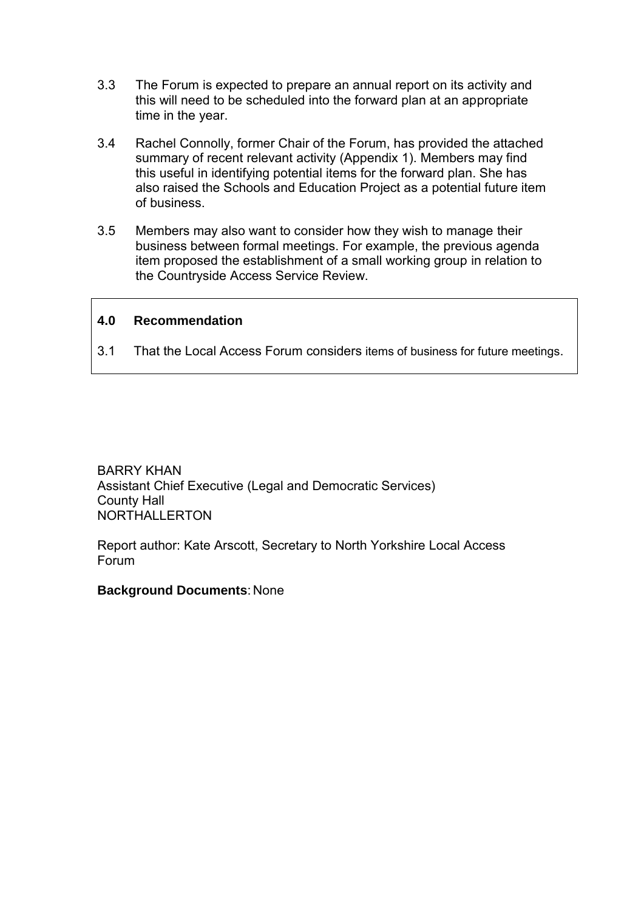3.3 The Forum is expected to prepare an annual report on its activity and this will need to be scheduled into the forward plan at an appropriate time in the year.

3.4 Rachel Connolly, former Chair of the Forum, has provided the attached summary of recent relevant activity (Appendix 1). Members may find this useful in identifying potential items for the forward plan. She has also raised the Schools and Education Project as a potential future item of business.

3.5 Members may also want to consider how they wish to manage their business between formal meetings. For example, the previous agenda item proposed the establishment of a small working group in relation to the Countryside Access Service Review.

## 4.0 Recommendation

3.1 That the Local Access Forum considers items of business for future meetings.

BARRY KHAN
Assistant Chief Executive (Legal and Democratic Services)
County Hall
NORTHALLERTON

Report author: Kate Arscott, Secretary to North Yorkshire Local Access Forum

**Background Documents**: None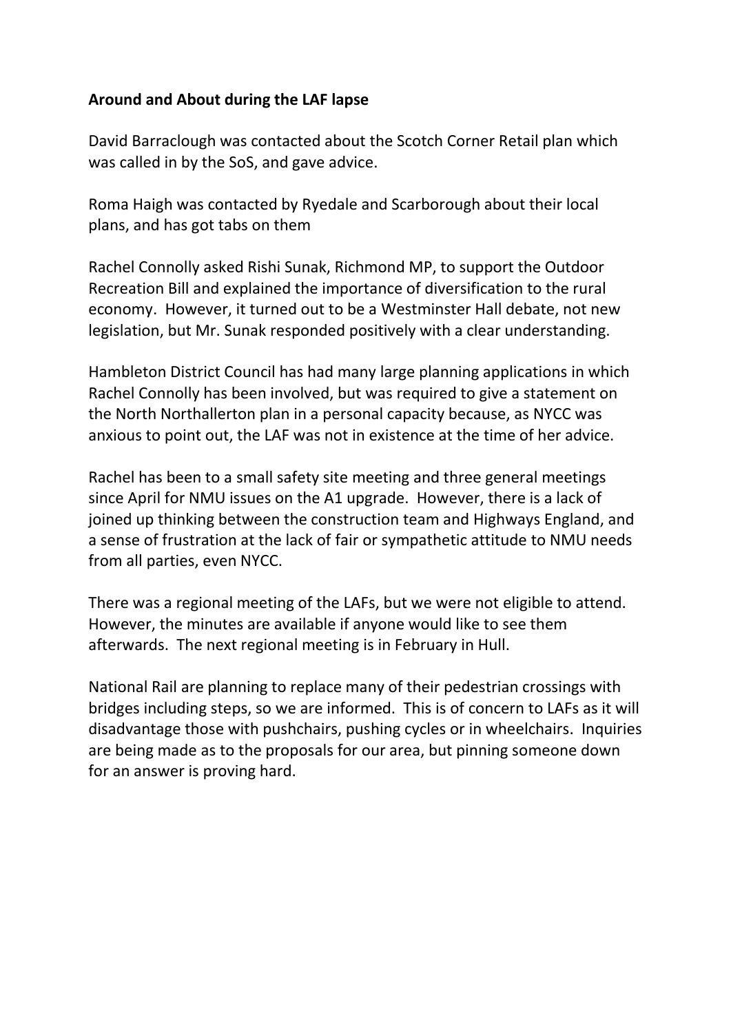**Around and About during the LAF lapse**

David Barraclough was contacted about the Scotch Corner Retail plan which was called in by the SoS, and gave advice.

Roma Haigh was contacted by Ryedale and Scarborough about their local plans, and has got tabs on them

Rachel Connolly asked Rishi Sunak, Richmond MP, to support the Outdoor Recreation Bill and explained the importance of diversification to the rural economy. However, it turned out to be a Westminster Hall debate, not new legislation, but Mr. Sunak responded positively with a clear understanding.

Hambleton District Council has had many large planning applications in which Rachel Connolly has been involved, but was required to give a statement on the North Northallerton plan in a personal capacity because, as NYCC was anxious to point out, the LAF was not in existence at the time of her advice.

Rachel has been to a small safety site meeting and three general meetings since April for NMU issues on the A1 upgrade. However, there is a lack of joined up thinking between the construction team and Highways England, and a sense of frustration at the lack of fair or sympathetic attitude to NMU needs from all parties, even NYCC.

There was a regional meeting of the LAFs, but we were not eligible to attend. However, the minutes are available if anyone would like to see them afterwards. The next regional meeting is in February in Hull.

National Rail are planning to replace many of their pedestrian crossings with bridges including steps, so we are informed. This is of concern to LAFs as it will disadvantage those with pushchairs, pushing cycles or in wheelchairs. Inquiries are being made as to the proposals for our area, but pinning someone down for an answer is proving hard.